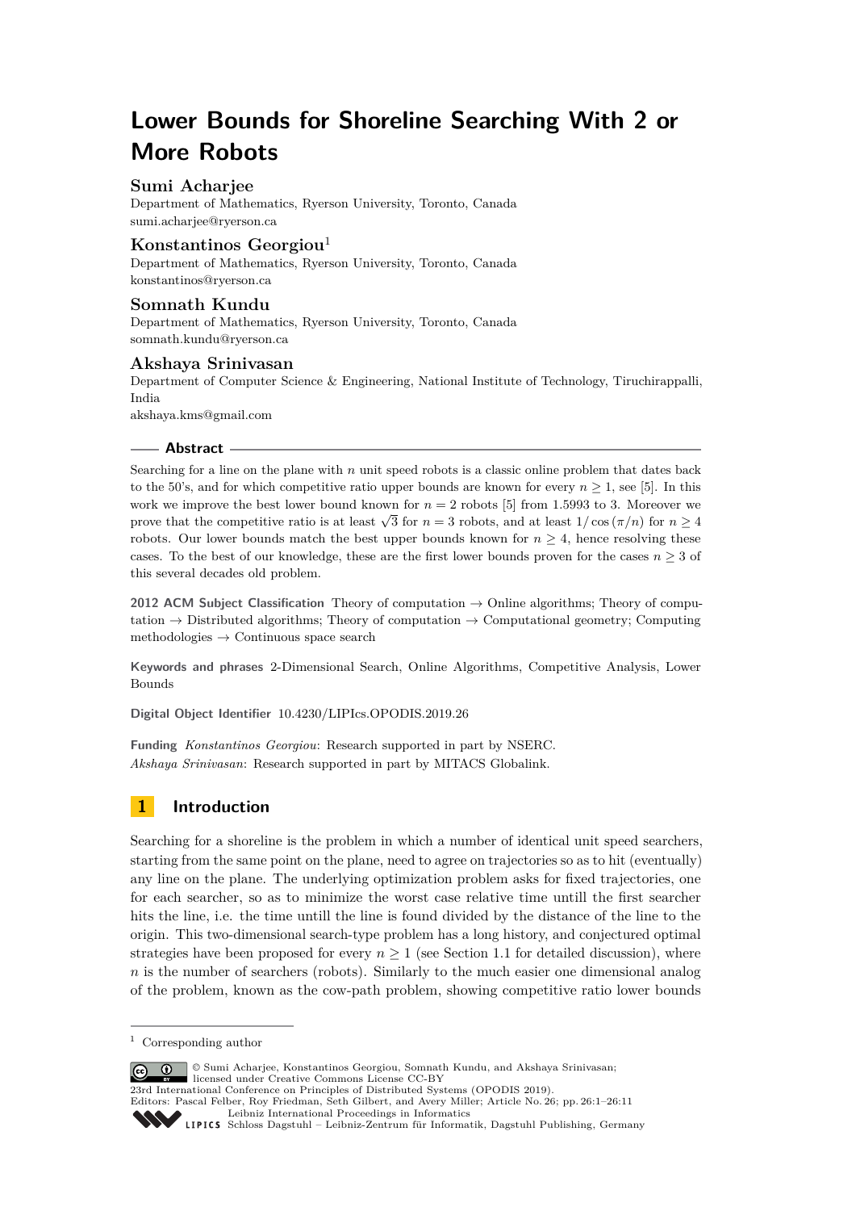# Lower Bounds for Shoreline Searching With 2 or More Robots

**Sumi Acharjee**
Department of Mathematics, Ryerson University, Toronto, Canada
sumi.acharjee@ryerson.ca

**Konstantinos Georgiou**[1]
Department of Mathematics, Ryerson University, Toronto, Canada
konstantinos@ryerson.ca

**Somnath Kundu**
Department of Mathematics, Ryerson University, Toronto, Canada
somnath.kundu@ryerson.ca

**Akshaya Srinivasan**
Department of Computer Science & Engineering, National Institute of Technology, Tiruchirappalli, India
akshaya.kms@gmail.com

## Abstract

Searching for a line on the plane with $n$ unit speed robots is a classic online problem that dates back to the 50's, and for which competitive ratio upper bounds are known for every $n \geq 1$, see [5]. In this work we improve the best lower bound known for $n = 2$ robots [5] from 1.5993 to 3. Moreover we prove that the competitive ratio is at least $\sqrt{3}$ for $n = 3$ robots, and at least $1/\cos(\pi/n)$ for $n \geq 4$ robots. Our lower bounds match the best upper bounds known for $n \geq 4$, hence resolving these cases. To the best of our knowledge, these are the first lower bounds proven for the cases $n \geq 3$ of this several decades old problem.

**2012 ACM Subject Classification** Theory of computation → Online algorithms; Theory of computation → Distributed algorithms; Theory of computation → Computational geometry; Computing methodologies → Continuous space search

**Keywords and phrases** 2-Dimensional Search, Online Algorithms, Competitive Analysis, Lower Bounds

**Digital Object Identifier** 10.4230/LIPIcs.OPODIS.2019.26

**Funding** *Konstantinos Georgiou*: Research supported in part by NSERC.
*Akshaya Srinivasan*: Research supported in part by MITACS Globalink.

## 1 Introduction

Searching for a shoreline is the problem in which a number of identical unit speed searchers, starting from the same point on the plane, need to agree on trajectories so as to hit (eventually) any line on the plane. The underlying optimization problem asks for fixed trajectories, one for each searcher, so as to minimize the worst case relative time untill the first searcher hits the line, i.e. the time untill the line is found divided by the distance of the line to the origin. This two-dimensional search-type problem has a long history, and conjectured optimal strategies have been proposed for every $n \geq 1$ (see Section 1.1 for detailed discussion), where $n$ is the number of searchers (robots). Similarly to the much easier one dimensional analog of the problem, known as the cow-path problem, showing competitive ratio lower bounds

[1] Corresponding author

© Sumi Acharjee, Konstantinos Georgiou, Somnath Kundu, and Akshaya Srinivasan; licensed under Creative Commons License CC-BY
23rd International Conference on Principles of Distributed Systems (OPODIS 2019).
Editors: Pascal Felber, Roy Friedman, Seth Gilbert, and Avery Miller; Article No. 26; pp. 26:1–26:11
Leibniz International Proceedings in Informatics
Schloss Dagstuhl – Leibniz-Zentrum für Informatik, Dagstuhl Publishing, Germany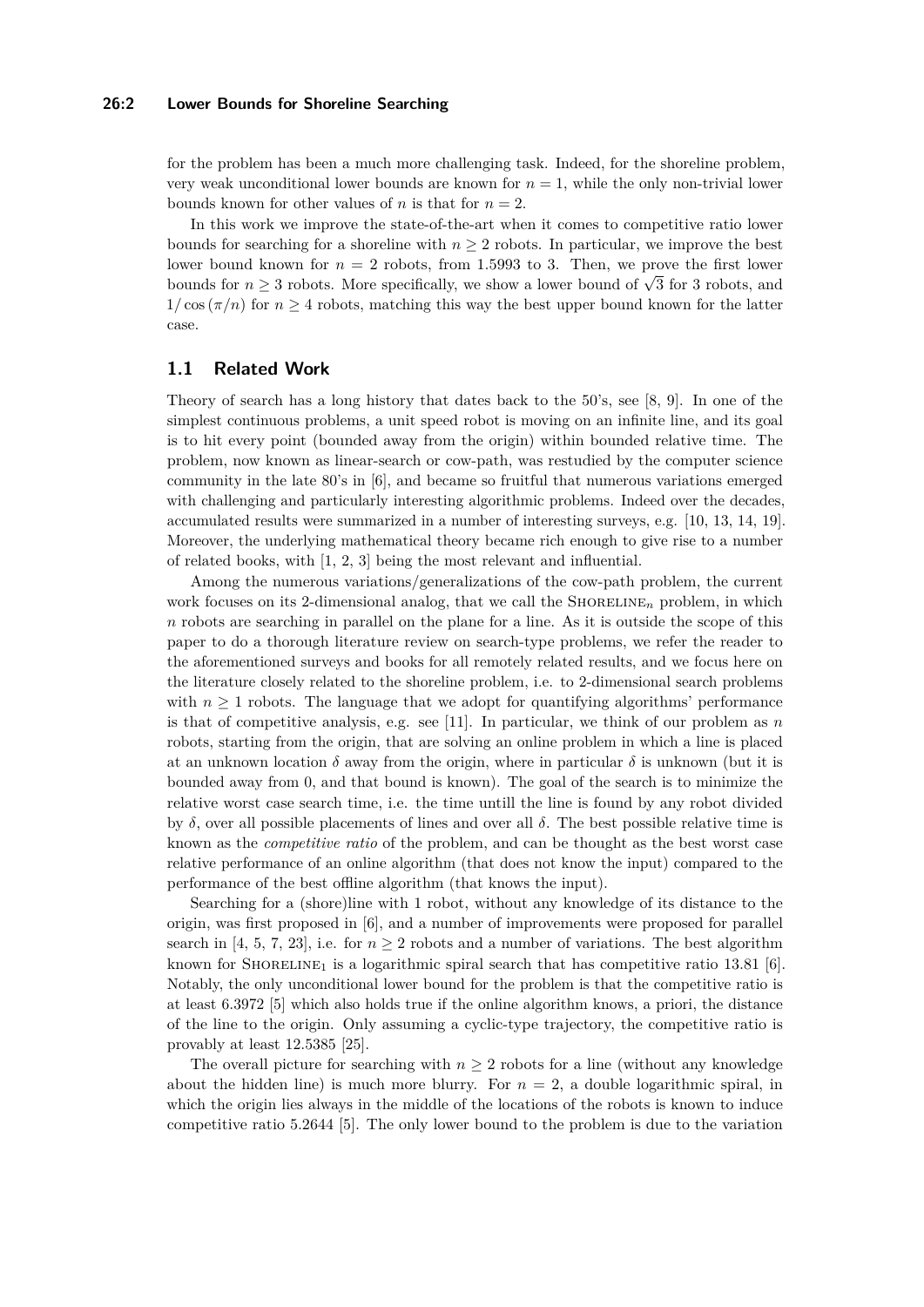for the problem has been a much more challenging task. Indeed, for the shoreline problem, very weak unconditional lower bounds are known for $n = 1$, while the only non-trivial lower bounds known for other values of $n$ is that for $n = 2$.

In this work we improve the state-of-the-art when it comes to competitive ratio lower bounds for searching for a shoreline with $n \geq 2$ robots. In particular, we improve the best lower bound known for $n = 2$ robots, from 1.5993 to 3. Then, we prove the first lower bounds for $n \geq 3$ robots. More specifically, we show a lower bound of $\sqrt{3}$ for 3 robots, and $1/\cos(\pi/n)$ for $n \geq 4$ robots, matching this way the best upper bound known for the latter case.

## 1.1 Related Work

Theory of search has a long history that dates back to the 50's, see [8, 9]. In one of the simplest continuous problems, a unit speed robot is moving on an infinite line, and its goal is to hit every point (bounded away from the origin) within bounded relative time. The problem, now known as linear-search or cow-path, was restudied by the computer science community in the late 80's in [6], and became so fruitful that numerous variations emerged with challenging and particularly interesting algorithmic problems. Indeed over the decades, accumulated results were summarized in a number of interesting surveys, e.g. [10, 13, 14, 19]. Moreover, the underlying mathematical theory became rich enough to give rise to a number of related books, with [1, 2, 3] being the most relevant and influential.

Among the numerous variations/generalizations of the cow-path problem, the current work focuses on its 2-dimensional analog, that we call the Shoreline$_n$ problem, in which $n$ robots are searching in parallel on the plane for a line. As it is outside the scope of this paper to do a thorough literature review on search-type problems, we refer the reader to the aforementioned surveys and books for all remotely related results, and we focus here on the literature closely related to the shoreline problem, i.e. to 2-dimensional search problems with $n \geq 1$ robots. The language that we adopt for quantifying algorithms' performance is that of competitive analysis, e.g. see [11]. In particular, we think of our problem as $n$ robots, starting from the origin, that are solving an online problem in which a line is placed at an unknown location $\delta$ away from the origin, where in particular $\delta$ is unknown (but it is bounded away from 0, and that bound is known). The goal of the search is to minimize the relative worst case search time, i.e. the time untill the line is found by any robot divided by $\delta$, over all possible placements of lines and over all $\delta$. The best possible relative time is known as the *competitive ratio* of the problem, and can be thought as the best worst case relative performance of an online algorithm (that does not know the input) compared to the performance of the best offline algorithm (that knows the input).

Searching for a (shore)line with 1 robot, without any knowledge of its distance to the origin, was first proposed in [6], and a number of improvements were proposed for parallel search in [4, 5, 7, 23], i.e. for $n \geq 2$ robots and a number of variations. The best algorithm known for Shoreline$_1$ is a logarithmic spiral search that has competitive ratio 13.81 [6]. Notably, the only unconditional lower bound for the problem is that the competitive ratio is at least 6.3972 [5] which also holds true if the online algorithm knows, a priori, the distance of the line to the origin. Only assuming a cyclic-type trajectory, the competitive ratio is provably at least 12.5385 [25].

The overall picture for searching with $n \geq 2$ robots for a line (without any knowledge about the hidden line) is much more blurry. For $n = 2$, a double logarithmic spiral, in which the origin lies always in the middle of the locations of the robots is known to induce competitive ratio 5.2644 [5]. The only lower bound to the problem is due to the variation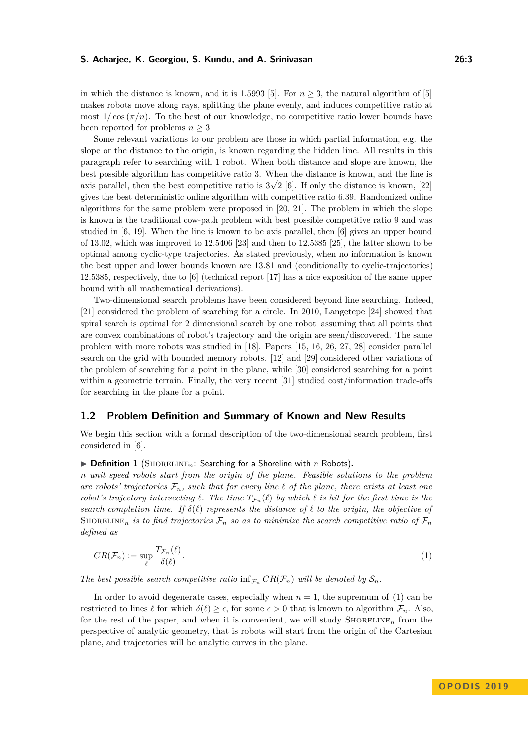in which the distance is known, and it is 1.5993 [5]. For $n \geq 3$, the natural algorithm of [5] makes robots move along rays, splitting the plane evenly, and induces competitive ratio at most $1/\cos(\pi/n)$. To the best of our knowledge, no competitive ratio lower bounds have been reported for problems $n \geq 3$.

Some relevant variations to our problem are those in which partial information, e.g. the slope or the distance to the origin, is known regarding the hidden line. All results in this paragraph refer to searching with 1 robot. When both distance and slope are known, the best possible algorithm has competitive ratio 3. When the distance is known, and the line is axis parallel, then the best competitive ratio is $3\sqrt{2}$ [6]. If only the distance is known, [22] gives the best deterministic online algorithm with competitive ratio 6.39. Randomized online algorithms for the same problem were proposed in [20, 21]. The problem in which the slope is known is the traditional cow-path problem with best possible competitive ratio 9 and was studied in [6, 19]. When the line is known to be axis parallel, then [6] gives an upper bound of 13.02, which was improved to 12.5406 [23] and then to 12.5385 [25], the latter shown to be optimal among cyclic-type trajectories. As stated previously, when no information is known the best upper and lower bounds known are 13.81 and (conditionally to cyclic-trajectories) 12.5385, respectively, due to [6] (technical report [17] has a nice exposition of the same upper bound with all mathematical derivations).

Two-dimensional search problems have been considered beyond line searching. Indeed, [21] considered the problem of searching for a circle. In 2010, Langetepe [24] showed that spiral search is optimal for 2 dimensional search by one robot, assuming that all points that are convex combinations of robot's trajectory and the origin are seen/discovered. The same problem with more robots was studied in [18]. Papers [15, 16, 26, 27, 28] consider parallel search on the grid with bounded memory robots. [12] and [29] considered other variations of the problem of searching for a point in the plane, while [30] considered searching for a point within a geometric terrain. Finally, the very recent [31] studied cost/information trade-offs for searching in the plane for a point.

## 1.2 Problem Definition and Summary of Known and New Results

We begin this section with a formal description of the two-dimensional search problem, first considered in [6].

▶ **Definition 1** (Shoreline$_n$: Searching for a Shoreline with $n$ Robots). *$n$ unit speed robots start from the origin of the plane. Feasible solutions to the problem are robots' trajectories $\mathcal{F}_n$, such that for every line $\ell$ of the plane, there exists at least one robot's trajectory intersecting $\ell$. The time $T_{\mathcal{F}_n}(\ell)$ by which $\ell$ is hit for the first time is the search completion time. If $\delta(\ell)$ represents the distance of $\ell$ to the origin, the objective of Shoreline$_n$ is to find trajectories $\mathcal{F}_n$ so as to minimize the search competitive ratio of $\mathcal{F}_n$ defined as*

$$CR(\mathcal{F}_n) := \sup_{\ell} \frac{T_{\mathcal{F}_n}(\ell)}{\delta(\ell)}. \tag{1}$$

*The best possible search competitive ratio $\inf_{\mathcal{F}_n} CR(\mathcal{F}_n)$ will be denoted by $\mathcal{S}_n$.*

In order to avoid degenerate cases, especially when $n = 1$, the supremum of (1) can be restricted to lines $\ell$ for which $\delta(\ell) \geq \epsilon$, for some $\epsilon > 0$ that is known to algorithm $\mathcal{F}_n$. Also, for the rest of the paper, and when it is convenient, we will study Shoreline$_n$ from the perspective of analytic geometry, that is robots will start from the origin of the Cartesian plane, and trajectories will be analytic curves in the plane.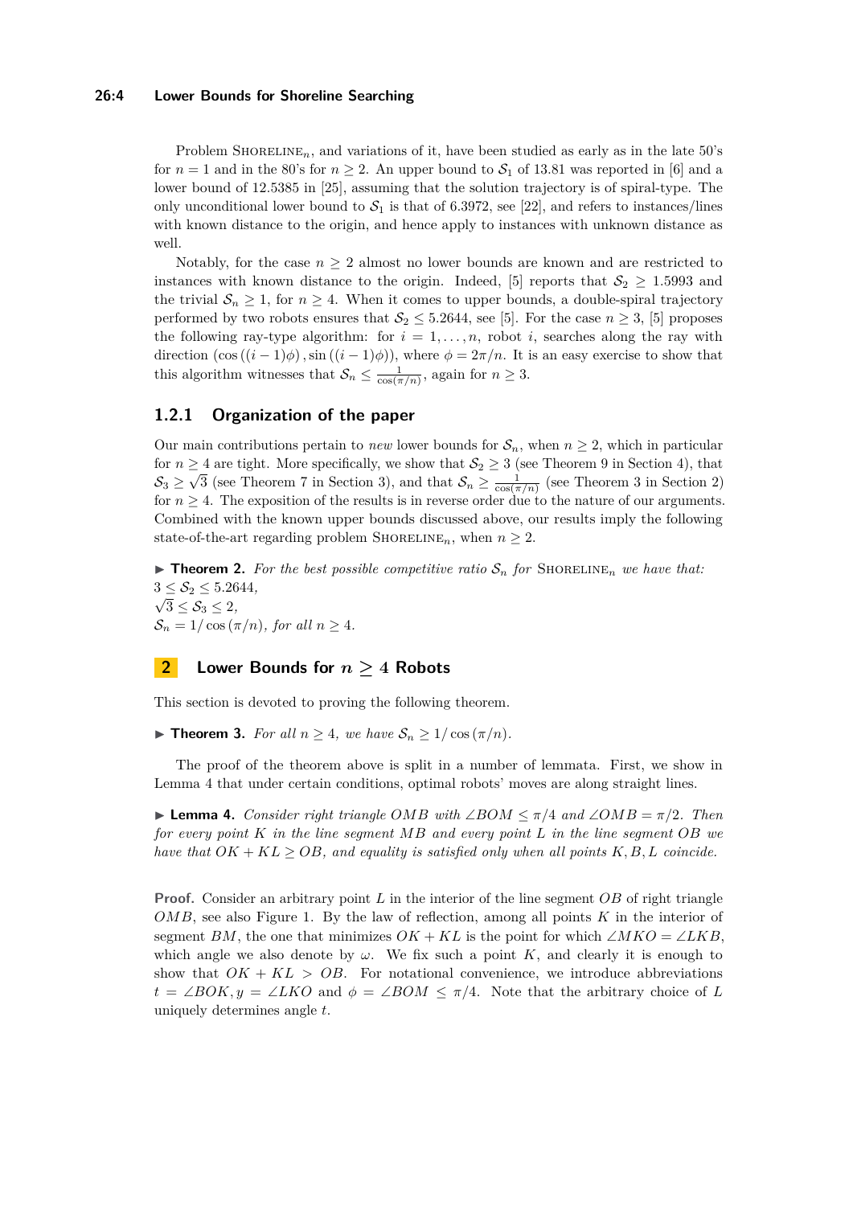Problem $\text{SHORELINE}_n$, and variations of it, have been studied as early as in the late 50's for $n = 1$ and in the 80's for $n \geq 2$. An upper bound to $\mathcal{S}_1$ of 13.81 was reported in [6] and a lower bound of 12.5385 in [25], assuming that the solution trajectory is of spiral-type. The only unconditional lower bound to $\mathcal{S}_1$ is that of 6.3972, see [22], and refers to instances/lines with known distance to the origin, and hence apply to instances with unknown distance as well.

Notably, for the case $n \geq 2$ almost no lower bounds are known and are restricted to instances with known distance to the origin. Indeed, [5] reports that $\mathcal{S}_2 \geq 1.5993$ and the trivial $\mathcal{S}_n \geq 1$, for $n \geq 4$. When it comes to upper bounds, a double-spiral trajectory performed by two robots ensures that $\mathcal{S}_2 \leq 5.2644$, see [5]. For the case $n \geq 3$, [5] proposes the following ray-type algorithm: for $i = 1, \ldots, n$, robot $i$, searches along the ray with direction $(\cos((i-1)\phi), \sin((i-1)\phi))$, where $\phi = 2\pi/n$. It is an easy exercise to show that this algorithm witnesses that $\mathcal{S}_n \leq \frac{1}{\cos(\pi/n)}$, again for $n \geq 3$.

### 1.2.1 Organization of the paper

Our main contributions pertain to *new* lower bounds for $\mathcal{S}_n$, when $n \geq 2$, which in particular for $n \geq 4$ are tight. More specifically, we show that $\mathcal{S}_2 \geq 3$ (see Theorem 9 in Section 4), that $\mathcal{S}_3 \geq \sqrt{3}$ (see Theorem 7 in Section 3), and that $\mathcal{S}_n \geq \frac{1}{\cos(\pi/n)}$ (see Theorem 3 in Section 2) for $n \geq 4$. The exposition of the results is in reverse order due to the nature of our arguments. Combined with the known upper bounds discussed above, our results imply the following state-of-the-art regarding problem $\text{SHORELINE}_n$, when $n \geq 2$.

▶ **Theorem 2.** *For the best possible competitive ratio $\mathcal{S}_n$ for $\text{SHORELINE}_n$ we have that:*
$3 \leq \mathcal{S}_2 \leq 5.2644$,
$\sqrt{3} \leq \mathcal{S}_3 \leq 2$,
$\mathcal{S}_n = 1/\cos(\pi/n)$*, for all $n \geq 4$.*

## 2 Lower Bounds for $n \geq 4$ Robots

This section is devoted to proving the following theorem.

▶ **Theorem 3.** *For all $n \geq 4$, we have $\mathcal{S}_n \geq 1/\cos(\pi/n)$.*

The proof of the theorem above is split in a number of lemmata. First, we show in Lemma 4 that under certain conditions, optimal robots' moves are along straight lines.

▶ **Lemma 4.** *Consider right triangle $OMB$ with $\angle BOM \leq \pi/4$ and $\angle OMB = \pi/2$. Then for every point $K$ in the line segment $MB$ and every point $L$ in the line segment $OB$ we have that $OK + KL \geq OB$, and equality is satisfied only when all points $K, B, L$ coincide.*

**Proof.** Consider an arbitrary point $L$ in the interior of the line segment $OB$ of right triangle $OMB$, see also Figure 1. By the law of reflection, among all points $K$ in the interior of segment $BM$, the one that minimizes $OK + KL$ is the point for which $\angle MKO = \angle LKB$, which angle we also denote by $\omega$. We fix such a point $K$, and clearly it is enough to show that $OK + KL > OB$. For notational convenience, we introduce abbreviations $t = \angle BOK, y = \angle LKO$ and $\phi = \angle BOM \leq \pi/4$. Note that the arbitrary choice of $L$ uniquely determines angle $t$.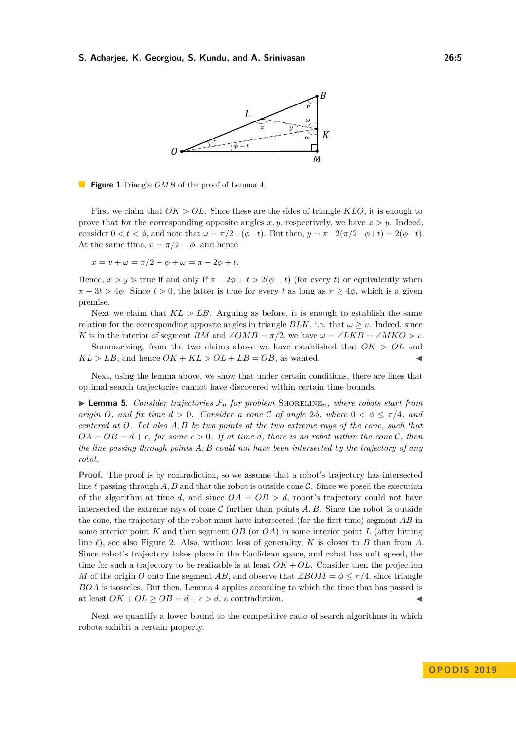**Figure 1** Triangle $OMB$ of the proof of Lemma 4.

First we claim that $OK > OL$. Since these are the sides of triangle $KLO$, it is enough to prove that for the corresponding opposite angles $x, y$, respectively, we have $x > y$. Indeed, consider $0 < t < \phi$, and note that $\omega = \pi/2 - (\phi - t)$. But then, $y = \pi - 2(\pi/2 - \phi + t) = 2(\phi - t)$. At the same time, $v = \pi/2 - \phi$, and hence

$$x = v + \omega = \pi/2 - \phi + \omega = \pi - 2\phi + t.$$

Hence, $x > y$ is true if and only if $\pi - 2\phi + t > 2(\phi - t)$ (for every $t$) or equivalently when $\pi + 3t > 4\phi$. Since $t > 0$, the latter is true for every $t$ as long as $\pi \geq 4\phi$, which is a given premise.

Next we claim that $KL > LB$. Arguing as before, it is enough to establish the same relation for the corresponding opposite angles in triangle $BLK$, i.e. that $\omega \geq v$. Indeed, since $K$ is in the interior of segment $BM$ and $\angle OMB = \pi/2$, we have $\omega = \angle LKB = \angle MKO > v$.

Summarizing, from the two claims above we have established that $OK > OL$ and $KL > LB$, and hence $OK + KL > OL + LB = OB$, as wanted. ◀

Next, using the lemma above, we show that under certain conditions, there are lines that optimal search trajectories cannot have discovered within certain time bounds.

▶ **Lemma 5.** *Consider trajectories $\mathcal{F}_n$ for problem* SHORELINE$_n$*, where robots start from origin $O$, and fix time $d > 0$. Consider a cone $\mathcal{C}$ of angle $2\phi$, where $0 < \phi \leq \pi/4$, and centered at $O$. Let also $A, B$ be two points at the two extreme rays of the cone, such that $OA = OB = d + \epsilon$, for some $\epsilon > 0$. If at time $d$, there is no robot within the cone $\mathcal{C}$, then the line passing through points $A, B$ could not have been intersected by the trajectory of any robot.*

**Proof.** The proof is by contradiction, so we assume that a robot's trajectory has intersected line $\ell$ passing through $A, B$ and that the robot is outside cone $\mathcal{C}$. Since we posed the execution of the algorithm at time $d$, and since $OA = OB > d$, robot's trajectory could not have intersected the extreme rays of cone $\mathcal{C}$ further than points $A, B$. Since the robot is outside the cone, the trajectory of the robot must have intersected (for the first time) segment $AB$ in some interior point $K$ and then segment $OB$ (or $OA$) in some interior point $L$ (after hitting line $\ell$), see also Figure 2. Also, without loss of generality, $K$ is closer to $B$ than from $A$. Since robot's trajectory takes place in the Euclidean space, and robot has unit speed, the time for such a trajectory to be realizable is at least $OK + OL$. Consider then the projection $M$ of the origin $O$ onto line segment $AB$, and observe that $\angle BOM = \phi \leq \pi/4$, since triangle $BOA$ is isosceles. But then, Lemma 4 applies according to which the time that has passed is at least $OK + OL \geq OB = d + \epsilon > d$, a contradiction. ◀

Next we quantify a lower bound to the competitive ratio of search algorithms in which robots exhibit a certain property.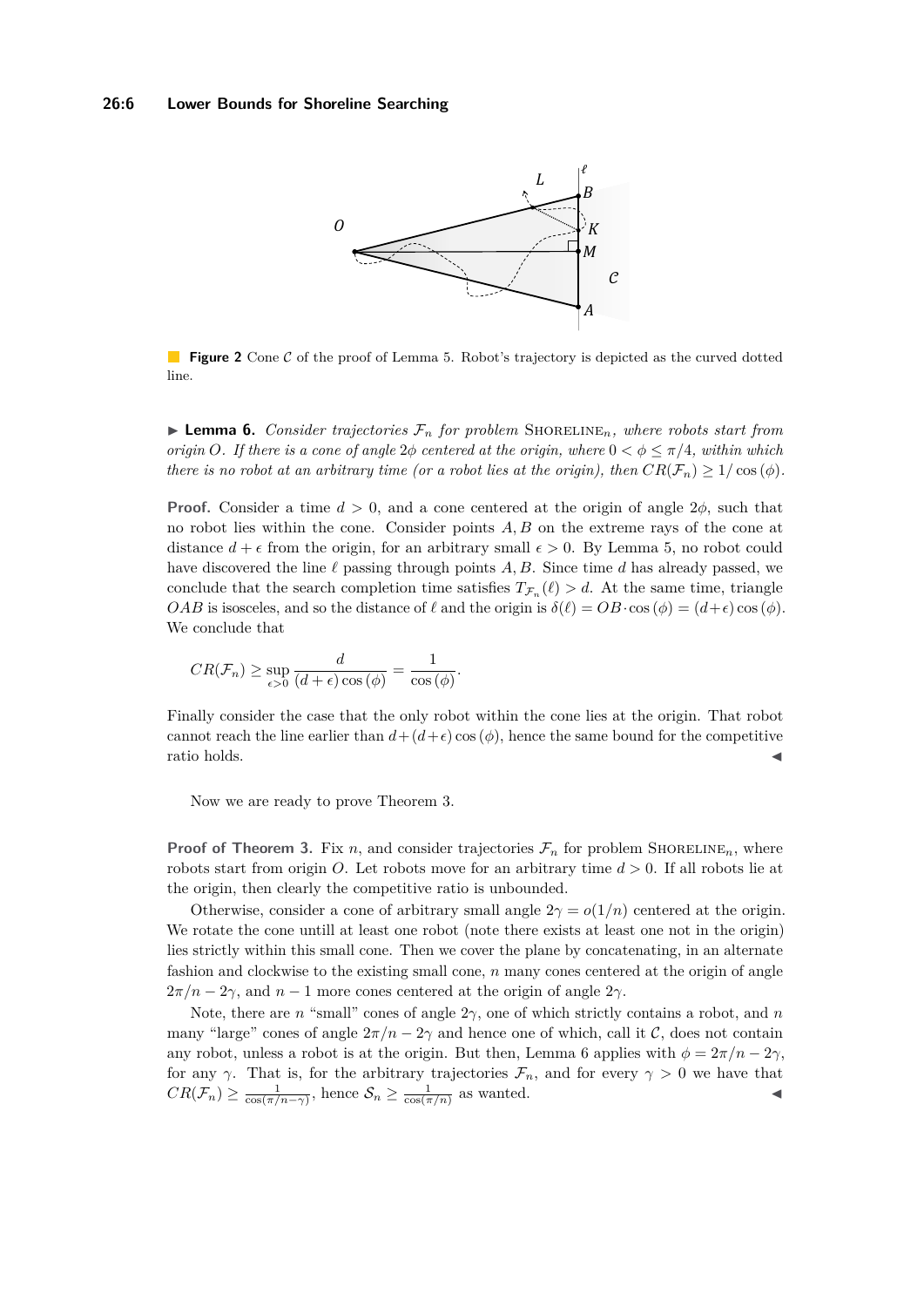**Figure 2** Cone $\mathcal{C}$ of the proof of Lemma 5. Robot's trajectory is depicted as the curved dotted line.

▶ **Lemma 6.** *Consider trajectories $\mathcal{F}_n$ for problem* SHORELINE$_n$*, where robots start from origin $O$. If there is a cone of angle $2\phi$ centered at the origin, where $0 < \phi \leq \pi/4$, within which there is no robot at an arbitrary time (or a robot lies at the origin), then $CR(\mathcal{F}_n) \geq 1/\cos(\phi)$.*

**Proof.** Consider a time $d > 0$, and a cone centered at the origin of angle $2\phi$, such that no robot lies within the cone. Consider points $A, B$ on the extreme rays of the cone at distance $d + \epsilon$ from the origin, for an arbitrary small $\epsilon > 0$. By Lemma 5, no robot could have discovered the line $\ell$ passing through points $A, B$. Since time $d$ has already passed, we conclude that the search completion time satisfies $T_{\mathcal{F}_n}(\ell) > d$. At the same time, triangle $OAB$ is isosceles, and so the distance of $\ell$ and the origin is $\delta(\ell) = OB \cdot \cos(\phi) = (d+\epsilon)\cos(\phi)$. We conclude that

$$CR(\mathcal{F}_n) \geq \sup_{\epsilon > 0} \frac{d}{(d+\epsilon)\cos(\phi)} = \frac{1}{\cos(\phi)}.$$

Finally consider the case that the only robot within the cone lies at the origin. That robot cannot reach the line earlier than $d + (d+\epsilon)\cos(\phi)$, hence the same bound for the competitive ratio holds. ◀

Now we are ready to prove Theorem 3.

**Proof of Theorem 3.** Fix $n$, and consider trajectories $\mathcal{F}_n$ for problem SHORELINE$_n$, where robots start from origin $O$. Let robots move for an arbitrary time $d > 0$. If all robots lie at the origin, then clearly the competitive ratio is unbounded.

Otherwise, consider a cone of arbitrary small angle $2\gamma = o(1/n)$ centered at the origin. We rotate the cone untill at least one robot (note there exists at least one not in the origin) lies strictly within this small cone. Then we cover the plane by concatenating, in an alternate fashion and clockwise to the existing small cone, $n$ many cones centered at the origin of angle $2\pi/n - 2\gamma$, and $n - 1$ more cones centered at the origin of angle $2\gamma$.

Note, there are $n$ "small" cones of angle $2\gamma$, one of which strictly contains a robot, and $n$ many "large" cones of angle $2\pi/n - 2\gamma$ and hence one of which, call it $\mathcal{C}$, does not contain any robot, unless a robot is at the origin. But then, Lemma 6 applies with $\phi = 2\pi/n - 2\gamma$, for any $\gamma$. That is, for the arbitrary trajectories $\mathcal{F}_n$, and for every $\gamma > 0$ we have that $CR(\mathcal{F}_n) \geq \frac{1}{\cos(\pi/n-\gamma)}$, hence $\mathcal{S}_n \geq \frac{1}{\cos(\pi/n)}$ as wanted. ◀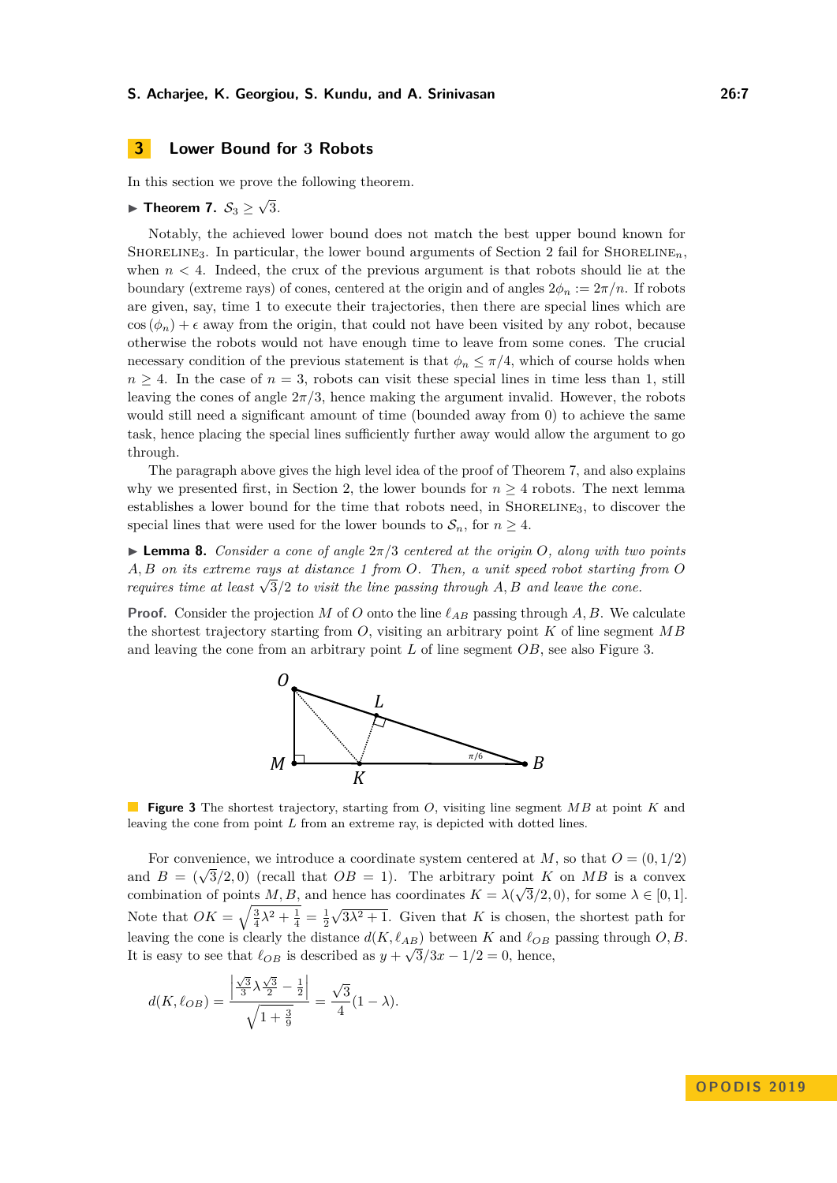# 3 Lower Bound for 3 Robots

In this section we prove the following theorem.

▶ **Theorem 7.** $\mathcal{S}_3 \geq \sqrt{3}$.

Notably, the achieved lower bound does not match the best upper bound known for Shoreline$_3$. In particular, the lower bound arguments of Section 2 fail for Shoreline$_n$, when $n < 4$. Indeed, the crux of the previous argument is that robots should lie at the boundary (extreme rays) of cones, centered at the origin and of angles $2\phi_n := 2\pi/n$. If robots are given, say, time 1 to execute their trajectories, then there are special lines which are $\cos(\phi_n) + \epsilon$ away from the origin, that could not have been visited by any robot, because otherwise the robots would not have enough time to leave from some cones. The crucial necessary condition of the previous statement is that $\phi_n \leq \pi/4$, which of course holds when $n \geq 4$. In the case of $n = 3$, robots can visit these special lines in time less than 1, still leaving the cones of angle $2\pi/3$, hence making the argument invalid. However, the robots would still need a significant amount of time (bounded away from 0) to achieve the same task, hence placing the special lines sufficiently further away would allow the argument to go through.

The paragraph above gives the high level idea of the proof of Theorem 7, and also explains why we presented first, in Section 2, the lower bounds for $n \geq 4$ robots. The next lemma establishes a lower bound for the time that robots need, in Shoreline$_3$, to discover the special lines that were used for the lower bounds to $\mathcal{S}_n$, for $n \geq 4$.

▶ **Lemma 8.** *Consider a cone of angle $2\pi/3$ centered at the origin $O$, along with two points $A, B$ on its extreme rays at distance 1 from $O$. Then, a unit speed robot starting from $O$ requires time at least $\sqrt{3}/2$ to visit the line passing through $A, B$ and leave the cone.*

**Proof.** Consider the projection $M$ of $O$ onto the line $\ell_{AB}$ passing through $A, B$. We calculate the shortest trajectory starting from $O$, visiting an arbitrary point $K$ of line segment $MB$ and leaving the cone from an arbitrary point $L$ of line segment $OB$, see also Figure 3.

**Figure 3** The shortest trajectory, starting from $O$, visiting line segment $MB$ at point $K$ and leaving the cone from point $L$ from an extreme ray, is depicted with dotted lines.

For convenience, we introduce a coordinate system centered at $M$, so that $O = (0, 1/2)$ and $B = (\sqrt{3}/2, 0)$ (recall that $OB = 1$). The arbitrary point $K$ on $MB$ is a convex combination of points $M, B$, and hence has coordinates $K = \lambda(\sqrt{3}/2, 0)$, for some $\lambda \in [0, 1]$. Note that $OK = \sqrt{\frac{3}{4}\lambda^2 + \frac{1}{4}} = \frac{1}{2}\sqrt{3\lambda^2 + 1}$. Given that $K$ is chosen, the shortest path for leaving the cone is clearly the distance $d(K, \ell_{AB})$ between $K$ and $\ell_{OB}$ passing through $O, B$. It is easy to see that $\ell_{OB}$ is described as $y + \sqrt{3}/3x - 1/2 = 0$, hence,

$$d(K, \ell_{OB}) = \frac{\left|\frac{\sqrt{3}}{3}\lambda\frac{\sqrt{3}}{2} - \frac{1}{2}\right|}{\sqrt{1 + \frac{3}{9}}} = \frac{\sqrt{3}}{4}(1 - \lambda).$$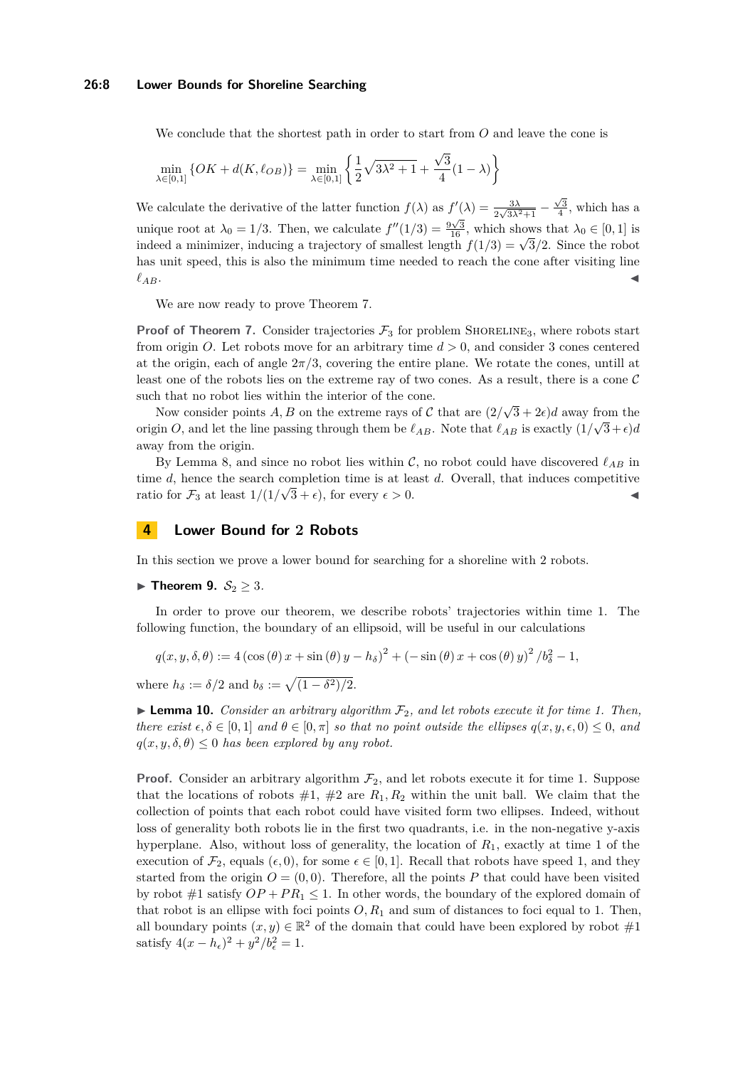We conclude that the shortest path in order to start from $O$ and leave the cone is

$$\min_{\lambda \in [0,1]} \{OK + d(K, \ell_{OB})\} = \min_{\lambda \in [0,1]} \left\{ \frac{1}{2}\sqrt{3\lambda^2+1} + \frac{\sqrt{3}}{4}(1-\lambda) \right\}$$

We calculate the derivative of the latter function $f(\lambda)$ as $f'(\lambda) = \frac{3\lambda}{2\sqrt{3\lambda^2+1}} - \frac{\sqrt{3}}{4}$, which has a unique root at $\lambda_0 = 1/3$. Then, we calculate $f''(1/3) = \frac{9\sqrt{3}}{16}$, which shows that $\lambda_0 \in [0,1]$ is indeed a minimizer, inducing a trajectory of smallest length $f(1/3) = \sqrt{3}/2$. Since the robot has unit speed, this is also the minimum time needed to reach the cone after visiting line $\ell_{AB}$. ◀

We are now ready to prove Theorem 7.

**Proof of Theorem 7.** Consider trajectories $\mathcal{F}_3$ for problem SHORELINE$_3$, where robots start from origin $O$. Let robots move for an arbitrary time $d > 0$, and consider 3 cones centered at the origin, each of angle $2\pi/3$, covering the entire plane. We rotate the cones, untill at least one of the robots lies on the extreme ray of two cones. As a result, there is a cone $\mathcal{C}$ such that no robot lies within the interior of the cone.

Now consider points $A, B$ on the extreme rays of $\mathcal{C}$ that are $(2/\sqrt{3} + 2\epsilon)d$ away from the origin $O$, and let the line passing through them be $\ell_{AB}$. Note that $\ell_{AB}$ is exactly $(1/\sqrt{3} + \epsilon)d$ away from the origin.

By Lemma 8, and since no robot lies within $\mathcal{C}$, no robot could have discovered $\ell_{AB}$ in time $d$, hence the search completion time is at least $d$. Overall, that induces competitive ratio for $\mathcal{F}_3$ at least $1/(1/\sqrt{3} + \epsilon)$, for every $\epsilon > 0$. ◀

## 4 Lower Bound for 2 Robots

In this section we prove a lower bound for searching for a shoreline with 2 robots.

▶ **Theorem 9.** $\mathcal{S}_2 \geq 3$.

In order to prove our theorem, we describe robots' trajectories within time 1. The following function, the boundary of an ellipsoid, will be useful in our calculations

$$q(x, y, \delta, \theta) := 4\left(\cos(\theta)\, x + \sin(\theta)\, y - h_\delta\right)^2 + \left(-\sin(\theta)\, x + \cos(\theta)\, y\right)^2 / b_\delta^2 - 1,$$

where $h_\delta := \delta/2$ and $b_\delta := \sqrt{(1-\delta^2)/2}$.

▶ **Lemma 10.** *Consider an arbitrary algorithm $\mathcal{F}_2$, and let robots execute it for time 1. Then, there exist $\epsilon, \delta \in [0,1]$ and $\theta \in [0, \pi]$ so that no point outside the ellipses $q(x, y, \epsilon, 0) \leq 0$, and $q(x, y, \delta, \theta) \leq 0$ has been explored by any robot.*

**Proof.** Consider an arbitrary algorithm $\mathcal{F}_2$, and let robots execute it for time 1. Suppose that the locations of robots #1, #2 are $R_1, R_2$ within the unit ball. We claim that the collection of points that each robot could have visited form two ellipses. Indeed, without loss of generality both robots lie in the first two quadrants, i.e. in the non-negative y-axis hyperplane. Also, without loss of generality, the location of $R_1$, exactly at time 1 of the execution of $\mathcal{F}_2$, equals $(\epsilon, 0)$, for some $\epsilon \in [0,1]$. Recall that robots have speed 1, and they started from the origin $O = (0,0)$. Therefore, all the points $P$ that could have been visited by robot #1 satisfy $OP + PR_1 \leq 1$. In other words, the boundary of the explored domain of that robot is an ellipse with foci points $O, R_1$ and sum of distances to foci equal to 1. Then, all boundary points $(x, y) \in \mathbb{R}^2$ of the domain that could have been explored by robot #1 satisfy $4(x - h_\epsilon)^2 + y^2/b_\epsilon^2 = 1$.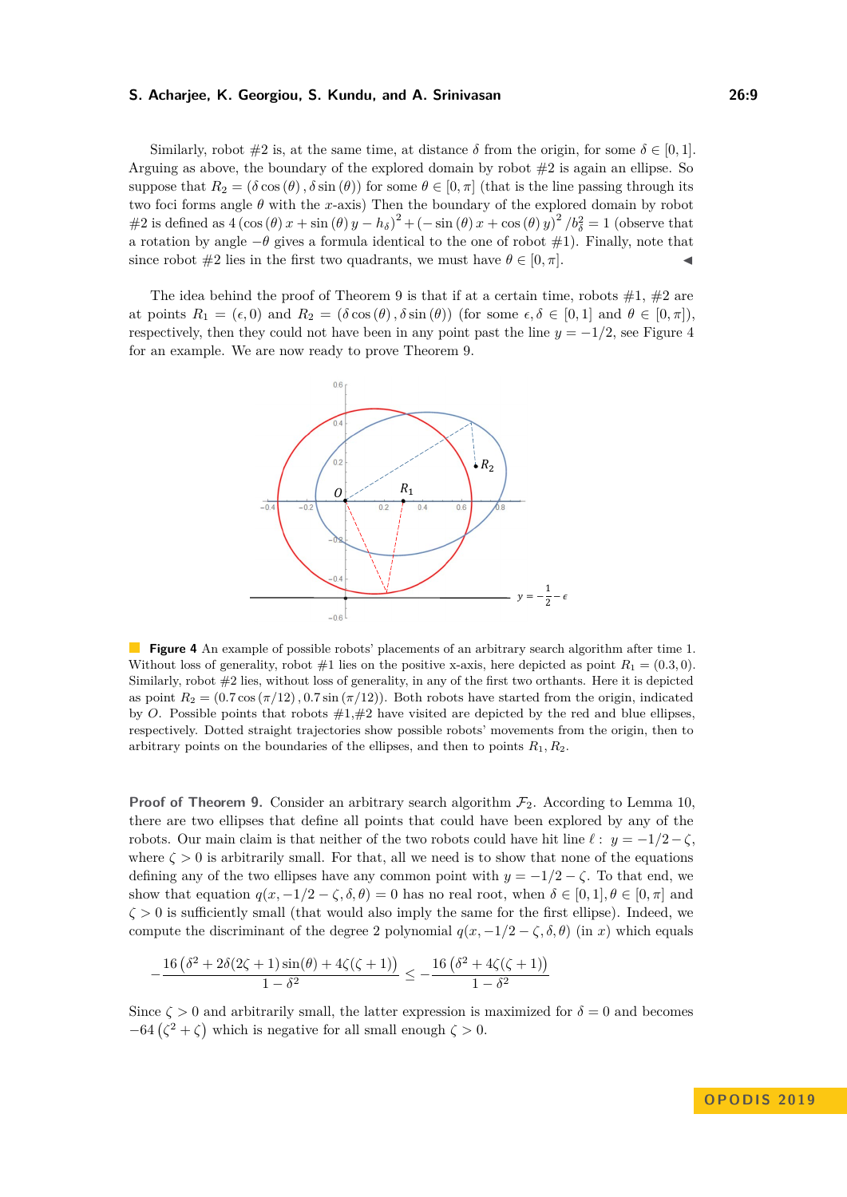Similarly, robot #2 is, at the same time, at distance $\delta$ from the origin, for some $\delta \in [0,1]$. Arguing as above, the boundary of the explored domain by robot #2 is again an ellipse. So suppose that $R_2 = (\delta\cos(\theta), \delta\sin(\theta))$ for some $\theta \in [0,\pi]$ (that is the line passing through its two foci forms angle $\theta$ with the $x$-axis) Then the boundary of the explored domain by robot #2 is defined as $4(\cos(\theta)x + \sin(\theta)y - h_\delta)^2 + (-\sin(\theta)x + \cos(\theta)y)^2/b_\delta^2 = 1$ (observe that a rotation by angle $-\theta$ gives a formula identical to the one of robot #1). Finally, note that since robot #2 lies in the first two quadrants, we must have $\theta \in [0,\pi]$. ◀

The idea behind the proof of Theorem 9 is that if at a certain time, robots #1, #2 are at points $R_1 = (\epsilon, 0)$ and $R_2 = (\delta\cos(\theta), \delta\sin(\theta))$ (for some $\epsilon, \delta \in [0,1]$ and $\theta \in [0,\pi]$), respectively, then they could not have been in any point past the line $y = -1/2$, see Figure 4 for an example. We are now ready to prove Theorem 9.

**Figure 4** An example of possible robots' placements of an arbitrary search algorithm after time 1. Without loss of generality, robot #1 lies on the positive x-axis, here depicted as point $R_1 = (0.3, 0)$. Similarly, robot #2 lies, without loss of generality, in any of the first two orthants. Here it is depicted as point $R_2 = (0.7\cos(\pi/12), 0.7\sin(\pi/12))$. Both robots have started from the origin, indicated by $O$. Possible points that robots #1,#2 have visited are depicted by the red and blue ellipses, respectively. Dotted straight trajectories show possible robots' movements from the origin, then to arbitrary points on the boundaries of the ellipses, and then to points $R_1, R_2$.

**Proof of Theorem 9.** Consider an arbitrary search algorithm $\mathcal{F}_2$. According to Lemma 10, there are two ellipses that define all points that could have been explored by any of the robots. Our main claim is that neither of the two robots could have hit line $\ell:\ y = -1/2 - \zeta$, where $\zeta > 0$ is arbitrarily small. For that, all we need is to show that none of the equations defining any of the two ellipses have any common point with $y = -1/2 - \zeta$. To that end, we show that equation $q(x, -1/2 - \zeta, \delta, \theta) = 0$ has no real root, when $\delta \in [0,1], \theta \in [0,\pi]$ and $\zeta > 0$ is sufficiently small (that would also imply the same for the first ellipse). Indeed, we compute the discriminant of the degree 2 polynomial $q(x, -1/2 - \zeta, \delta, \theta)$ (in $x$) which equals

$$-\frac{16\left(\delta^2 + 2\delta(2\zeta+1)\sin(\theta) + 4\zeta(\zeta+1)\right)}{1-\delta^2} \leq -\frac{16\left(\delta^2 + 4\zeta(\zeta+1)\right)}{1-\delta^2}$$

Since $\zeta > 0$ and arbitrarily small, the latter expression is maximized for $\delta = 0$ and becomes $-64\left(\zeta^2 + \zeta\right)$ which is negative for all small enough $\zeta > 0$.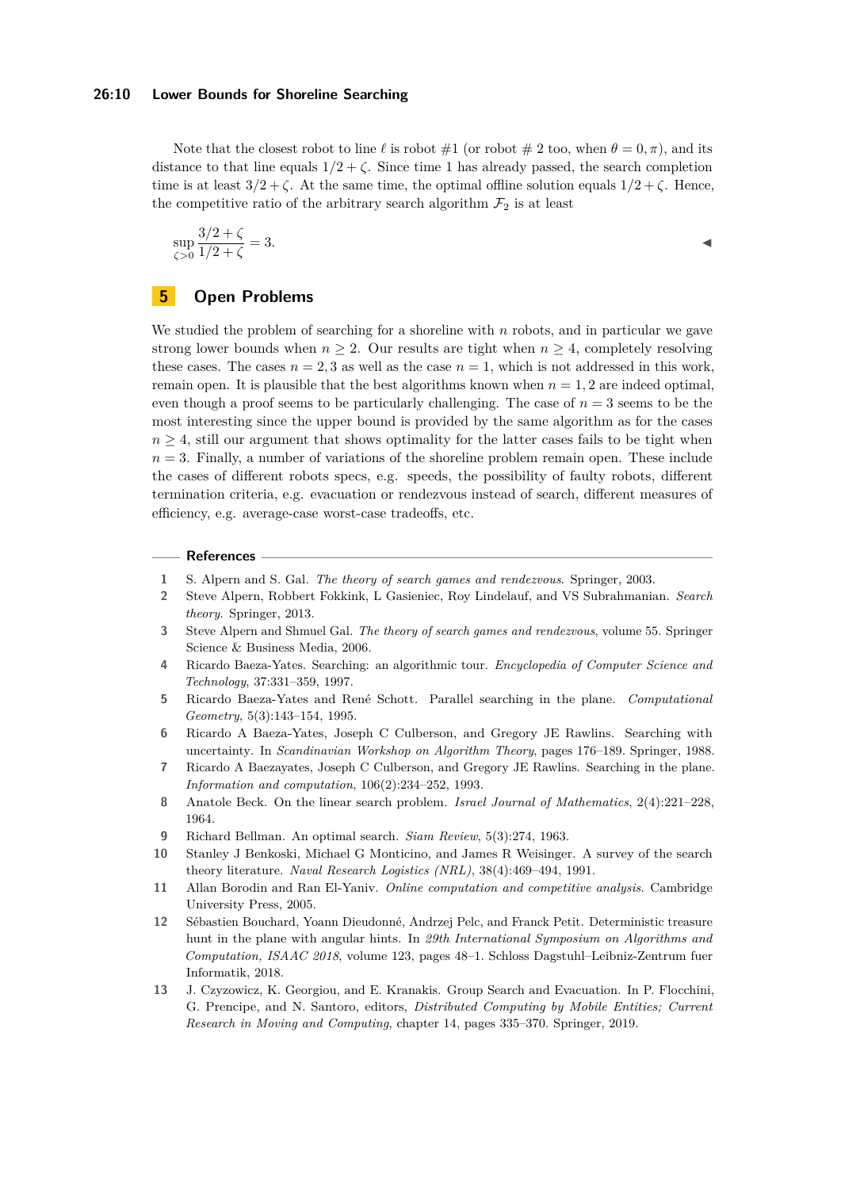Note that the closest robot to line $\ell$ is robot #1 (or robot # 2 too, when $\theta = 0, \pi$), and its distance to that line equals $1/2 + \zeta$. Since time 1 has already passed, the search completion time is at least $3/2 + \zeta$. At the same time, the optimal offline solution equals $1/2 + \zeta$. Hence, the competitive ratio of the arbitrary search algorithm $\mathcal{F}_2$ is at least

$$\sup_{\zeta > 0} \frac{3/2 + \zeta}{1/2 + \zeta} = 3.$$

◀

## 5 Open Problems

We studied the problem of searching for a shoreline with $n$ robots, and in particular we gave strong lower bounds when $n \geq 2$. Our results are tight when $n \geq 4$, completely resolving these cases. The cases $n = 2, 3$ as well as the case $n = 1$, which is not addressed in this work, remain open. It is plausible that the best algorithms known when $n = 1, 2$ are indeed optimal, even though a proof seems to be particularly challenging. The case of $n = 3$ seems to be the most interesting since the upper bound is provided by the same algorithm as for the cases $n \geq 4$, still our argument that shows optimality for the latter cases fails to be tight when $n = 3$. Finally, a number of variations of the shoreline problem remain open. These include the cases of different robots specs, e.g. speeds, the possibility of faulty robots, different termination criteria, e.g. evacuation or rendezvous instead of search, different measures of efficiency, e.g. average-case worst-case tradeoffs, etc.

## References

1. S. Alpern and S. Gal. *The theory of search games and rendezvous*. Springer, 2003.
2. Steve Alpern, Robbert Fokkink, L Gasieniec, Roy Lindelauf, and VS Subrahmanian. *Search theory*. Springer, 2013.
3. Steve Alpern and Shmuel Gal. *The theory of search games and rendezvous*, volume 55. Springer Science & Business Media, 2006.
4. Ricardo Baeza-Yates. Searching: an algorithmic tour. *Encyclopedia of Computer Science and Technology*, 37:331–359, 1997.
5. Ricardo Baeza-Yates and René Schott. Parallel searching in the plane. *Computational Geometry*, 5(3):143–154, 1995.
6. Ricardo A Baeza-Yates, Joseph C Culberson, and Gregory JE Rawlins. Searching with uncertainty. In *Scandinavian Workshop on Algorithm Theory*, pages 176–189. Springer, 1988.
7. Ricardo A Baezayates, Joseph C Culberson, and Gregory JE Rawlins. Searching in the plane. *Information and computation*, 106(2):234–252, 1993.
8. Anatole Beck. On the linear search problem. *Israel Journal of Mathematics*, 2(4):221–228, 1964.
9. Richard Bellman. An optimal search. *Siam Review*, 5(3):274, 1963.
10. Stanley J Benkoski, Michael G Monticino, and James R Weisinger. A survey of the search theory literature. *Naval Research Logistics (NRL)*, 38(4):469–494, 1991.
11. Allan Borodin and Ran El-Yaniv. *Online computation and competitive analysis*. Cambridge University Press, 2005.
12. Sébastien Bouchard, Yoann Dieudonné, Andrzej Pelc, and Franck Petit. Deterministic treasure hunt in the plane with angular hints. In *29th International Symposium on Algorithms and Computation, ISAAC 2018*, volume 123, pages 48–1. Schloss Dagstuhl–Leibniz-Zentrum fuer Informatik, 2018.
13. J. Czyzowicz, K. Georgiou, and E. Kranakis. Group Search and Evacuation. In P. Flocchini, G. Prencipe, and N. Santoro, editors, *Distributed Computing by Mobile Entities; Current Research in Moving and Computing*, chapter 14, pages 335–370. Springer, 2019.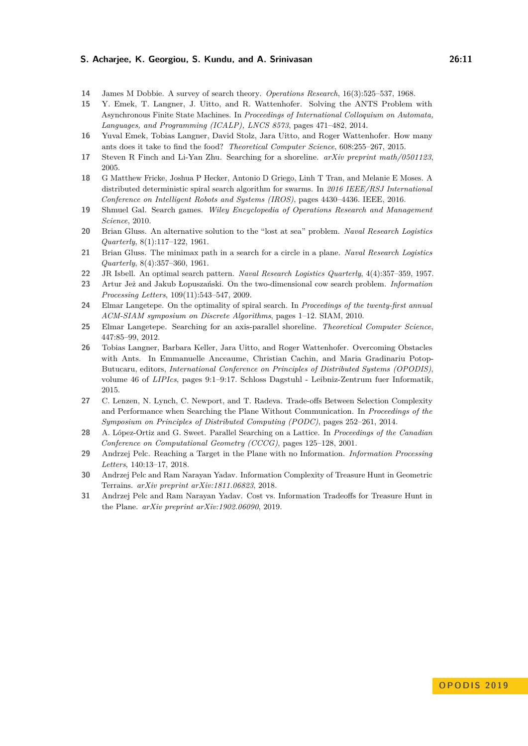14 James M Dobbie. A survey of search theory. *Operations Research*, 16(3):525–537, 1968.

15 Y. Emek, T. Langner, J. Uitto, and R. Wattenhofer. Solving the ANTS Problem with Asynchronous Finite State Machines. In *Proceedings of International Colloquium on Automata, Languages, and Programming (ICALP), LNCS 8573*, pages 471–482, 2014.

16 Yuval Emek, Tobias Langner, David Stolz, Jara Uitto, and Roger Wattenhofer. How many ants does it take to find the food? *Theoretical Computer Science*, 608:255–267, 2015.

17 Steven R Finch and Li-Yan Zhu. Searching for a shoreline. *arXiv preprint math/0501123*, 2005.

18 G Matthew Fricke, Joshua P Hecker, Antonio D Griego, Linh T Tran, and Melanie E Moses. A distributed deterministic spiral search algorithm for swarms. In *2016 IEEE/RSJ International Conference on Intelligent Robots and Systems (IROS)*, pages 4430–4436. IEEE, 2016.

19 Shmuel Gal. Search games. *Wiley Encyclopedia of Operations Research and Management Science*, 2010.

20 Brian Gluss. An alternative solution to the "lost at sea" problem. *Naval Research Logistics Quarterly*, 8(1):117–122, 1961.

21 Brian Gluss. The minimax path in a search for a circle in a plane. *Naval Research Logistics Quarterly*, 8(4):357–360, 1961.

22 JR Isbell. An optimal search pattern. *Naval Research Logistics Quarterly*, 4(4):357–359, 1957.

23 Artur Jeż and Jakub Łopuszański. On the two-dimensional cow search problem. *Information Processing Letters*, 109(11):543–547, 2009.

24 Elmar Langetepe. On the optimality of spiral search. In *Proceedings of the twenty-first annual ACM-SIAM symposium on Discrete Algorithms*, pages 1–12. SIAM, 2010.

25 Elmar Langetepe. Searching for an axis-parallel shoreline. *Theoretical Computer Science*, 447:85–99, 2012.

26 Tobias Langner, Barbara Keller, Jara Uitto, and Roger Wattenhofer. Overcoming Obstacles with Ants. In Emmanuelle Anceaume, Christian Cachin, and Maria Gradinariu Potop-Butucaru, editors, *International Conference on Principles of Distributed Systems (OPODIS)*, volume 46 of *LIPIcs*, pages 9:1–9:17. Schloss Dagstuhl - Leibniz-Zentrum fuer Informatik, 2015.

27 C. Lenzen, N. Lynch, C. Newport, and T. Radeva. Trade-offs Between Selection Complexity and Performance when Searching the Plane Without Communication. In *Proceedings of the Symposium on Principles of Distributed Computing (PODC)*, pages 252–261, 2014.

28 A. López-Ortiz and G. Sweet. Parallel Searching on a Lattice. In *Proceedings of the Canadian Conference on Computational Geometry (CCCG)*, pages 125–128, 2001.

29 Andrzej Pelc. Reaching a Target in the Plane with no Information. *Information Processing Letters*, 140:13–17, 2018.

30 Andrzej Pelc and Ram Narayan Yadav. Information Complexity of Treasure Hunt in Geometric Terrains. *arXiv preprint arXiv:1811.06823*, 2018.

31 Andrzej Pelc and Ram Narayan Yadav. Cost vs. Information Tradeoffs for Treasure Hunt in the Plane. *arXiv preprint arXiv:1902.06090*, 2019.